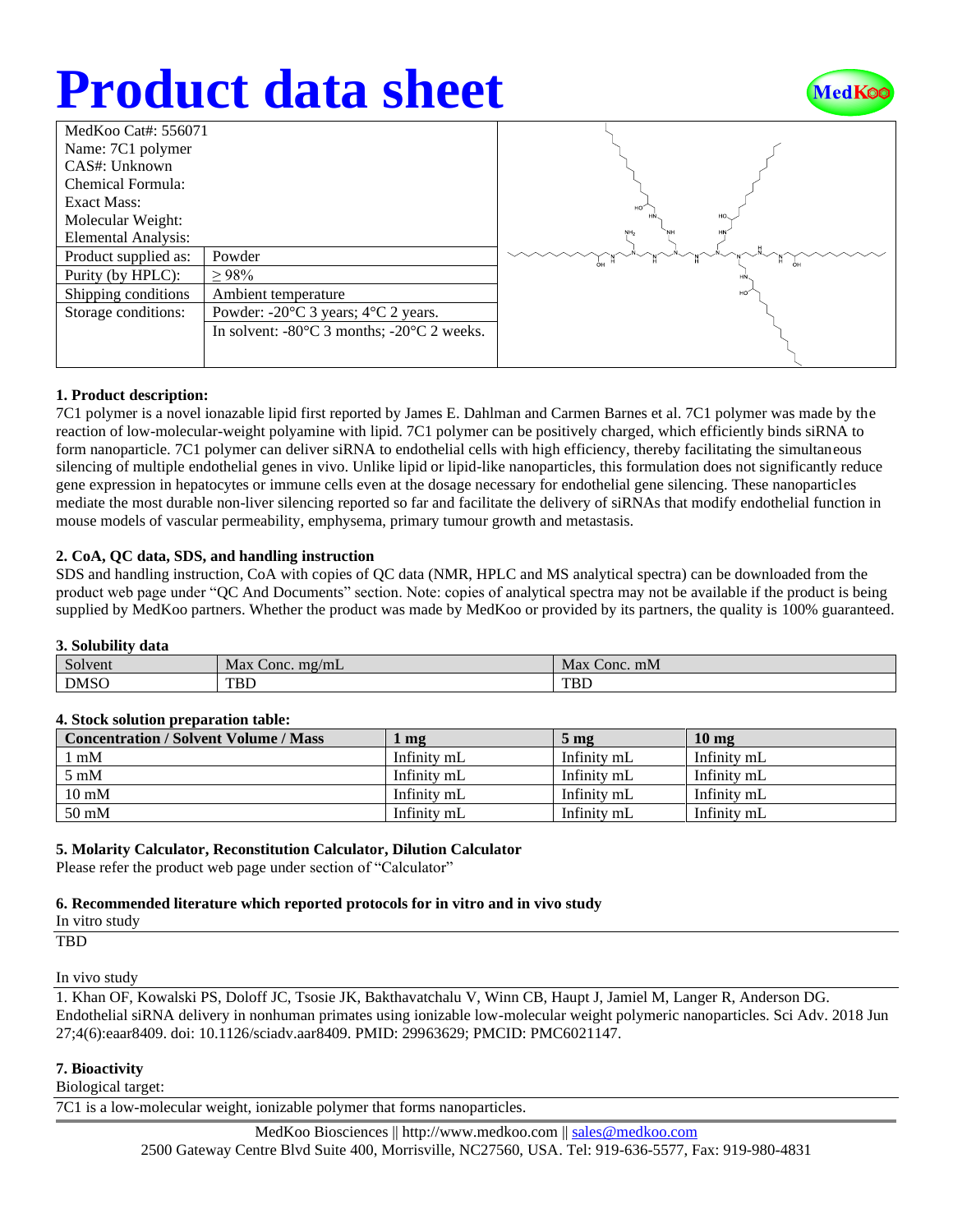# Product data sheet

| MedKoo Cat#: 556071 | |
|---|---|
| Name: 7C1 polymer | |
| CAS#: Unknown | |
| Chemical Formula: | |
| Exact Mass: | |
| Molecular Weight: | |
| Elemental Analysis: | |
| Product supplied as: | Powder |
| Purity (by HPLC): | ≥ 98% |
| Shipping conditions | Ambient temperature |
| Storage conditions: | Powder: -20°C 3 years; 4°C 2 years. |
| | In solvent: -80°C 3 months; -20°C 2 weeks. |

### 1. Product description:

7C1 polymer is a novel ionazable lipid first reported by James E. Dahlman and Carmen Barnes et al. 7C1 polymer was made by the reaction of low-molecular-weight polyamine with lipid. 7C1 polymer can be positively charged, which efficiently binds siRNA to form nanoparticle. 7C1 polymer can deliver siRNA to endothelial cells with high efficiency, thereby facilitating the simultaneous silencing of multiple endothelial genes in vivo. Unlike lipid or lipid-like nanoparticles, this formulation does not significantly reduce gene expression in hepatocytes or immune cells even at the dosage necessary for endothelial gene silencing. These nanoparticles mediate the most durable non-liver silencing reported so far and facilitate the delivery of siRNAs that modify endothelial function in mouse models of vascular permeability, emphysema, primary tumour growth and metastasis.

### 2. CoA, QC data, SDS, and handling instruction

SDS and handling instruction, CoA with copies of QC data (NMR, HPLC and MS analytical spectra) can be downloaded from the product web page under "QC And Documents" section. Note: copies of analytical spectra may not be available if the product is being supplied by MedKoo partners. Whether the product was made by MedKoo or provided by its partners, the quality is 100% guaranteed.

### 3. Solubility data

| Solvent | Max Conc. mg/mL | Max Conc. mM |
|---|---|---|
| DMSO | TBD | TBD |

### 4. Stock solution preparation table:

| Concentration / Solvent Volume / Mass | 1 mg | 5 mg | 10 mg |
|---|---|---|---|
| 1 mM | Infinity mL | Infinity mL | Infinity mL |
| 5 mM | Infinity mL | Infinity mL | Infinity mL |
| 10 mM | Infinity mL | Infinity mL | Infinity mL |
| 50 mM | Infinity mL | Infinity mL | Infinity mL |

### 5. Molarity Calculator, Reconstitution Calculator, Dilution Calculator

Please refer the product web page under section of "Calculator"

### 6. Recommended literature which reported protocols for in vitro and in vivo study

In vitro study

TBD

In vivo study

1. Khan OF, Kowalski PS, Doloff JC, Tsosie JK, Bakthavatchalu V, Winn CB, Haupt J, Jamiel M, Langer R, Anderson DG. Endothelial siRNA delivery in nonhuman primates using ionizable low-molecular weight polymeric nanoparticles. Sci Adv. 2018 Jun 27;4(6):eaar8409. doi: 10.1126/sciadv.aar8409. PMID: 29963629; PMCID: PMC6021147.

### 7. Bioactivity

Biological target:

7C1 is a low-molecular weight, ionizable polymer that forms nanoparticles.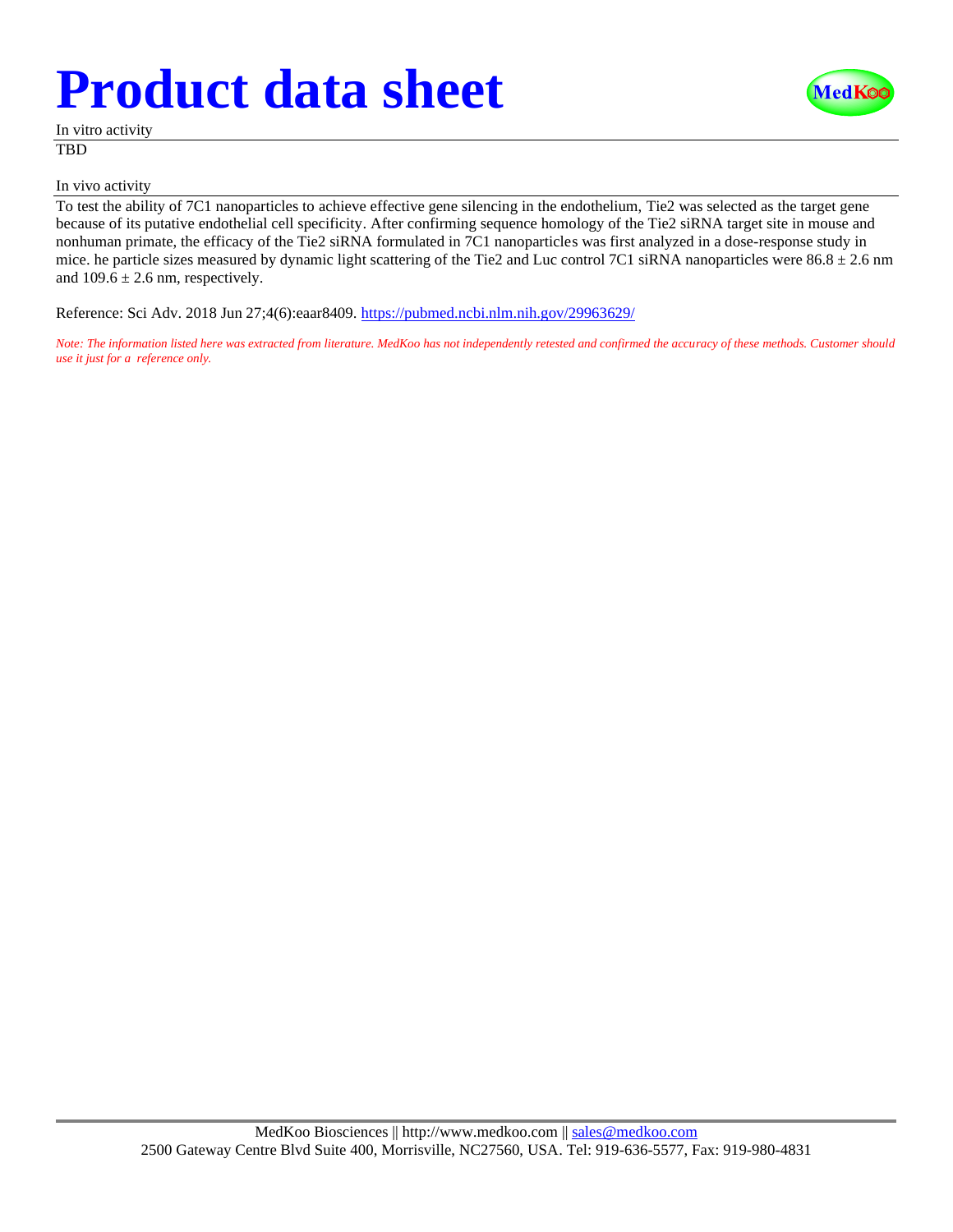# Product data sheet

In vitro activity

TBD

In vivo activity

To test the ability of 7C1 nanoparticles to achieve effective gene silencing in the endothelium, Tie2 was selected as the target gene because of its putative endothelial cell specificity. After confirming sequence homology of the Tie2 siRNA target site in mouse and nonhuman primate, the efficacy of the Tie2 siRNA formulated in 7C1 nanoparticles was first analyzed in a dose-response study in mice. he particle sizes measured by dynamic light scattering of the Tie2 and Luc control 7C1 siRNA nanoparticles were 86.8 ± 2.6 nm and 109.6 ± 2.6 nm, respectively.

Reference: Sci Adv. 2018 Jun 27;4(6):eaar8409. https://pubmed.ncbi.nlm.nih.gov/29963629/

*Note: The information listed here was extracted from literature. MedKoo has not independently retested and confirmed the accuracy of these methods. Customer should use it just for a reference only.*

MedKoo Biosciences || http://www.medkoo.com || sales@medkoo.com
2500 Gateway Centre Blvd Suite 400, Morrisville, NC27560, USA. Tel: 919-636-5577, Fax: 919-980-4831